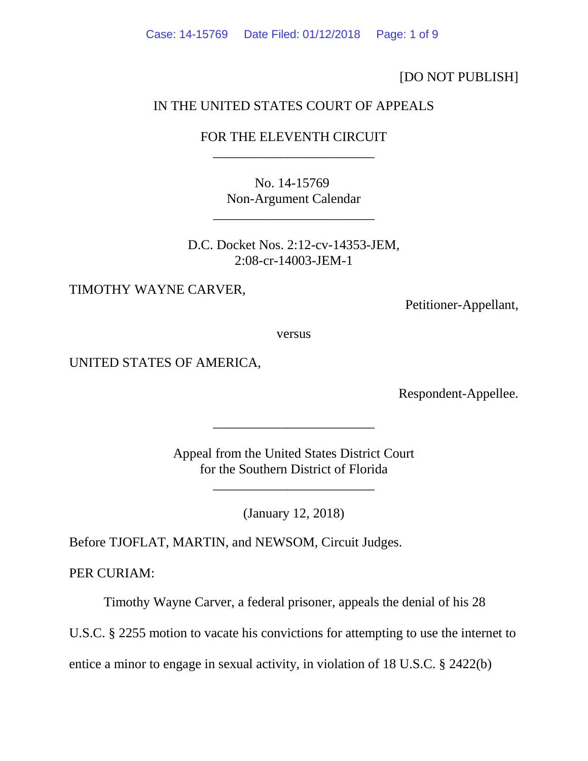[DO NOT PUBLISH]

IN THE UNITED STATES COURT OF APPEALS

FOR THE ELEVENTH CIRCUIT

________________________

No. 14-15769
Non-Argument Calendar

________________________

D.C. Docket Nos. 2:12-cv-14353-JEM,
2:08-cr-14003-JEM-1

TIMOTHY WAYNE CARVER,

Petitioner-Appellant,

versus

UNITED STATES OF AMERICA,

Respondent-Appellee.

________________________

Appeal from the United States District Court
for the Southern District of Florida

________________________

(January 12, 2018)

Before TJOFLAT, MARTIN, and NEWSOM, Circuit Judges.

PER CURIAM:

Timothy Wayne Carver, a federal prisoner, appeals the denial of his 28 U.S.C. § 2255 motion to vacate his convictions for attempting to use the internet to entice a minor to engage in sexual activity, in violation of 18 U.S.C. § 2422(b)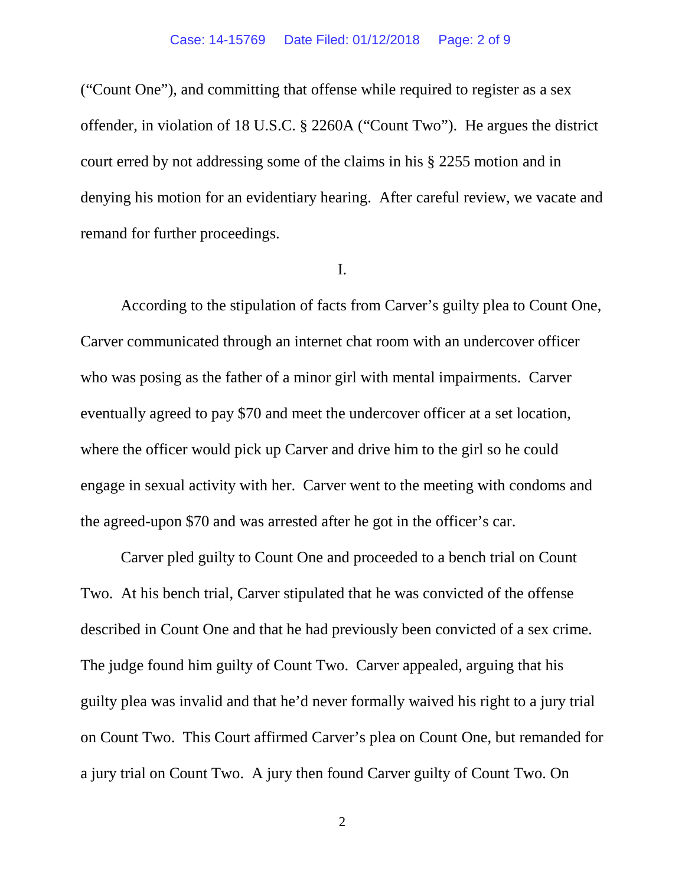("Count One"), and committing that offense while required to register as a sex offender, in violation of 18 U.S.C. § 2260A ("Count Two"). He argues the district court erred by not addressing some of the claims in his § 2255 motion and in denying his motion for an evidentiary hearing. After careful review, we vacate and remand for further proceedings.

I.

According to the stipulation of facts from Carver's guilty plea to Count One, Carver communicated through an internet chat room with an undercover officer who was posing as the father of a minor girl with mental impairments. Carver eventually agreed to pay $70 and meet the undercover officer at a set location, where the officer would pick up Carver and drive him to the girl so he could engage in sexual activity with her. Carver went to the meeting with condoms and the agreed-upon $70 and was arrested after he got in the officer's car.

Carver pled guilty to Count One and proceeded to a bench trial on Count Two. At his bench trial, Carver stipulated that he was convicted of the offense described in Count One and that he had previously been convicted of a sex crime. The judge found him guilty of Count Two. Carver appealed, arguing that his guilty plea was invalid and that he'd never formally waived his right to a jury trial on Count Two. This Court affirmed Carver's plea on Count One, but remanded for a jury trial on Count Two. A jury then found Carver guilty of Count Two. On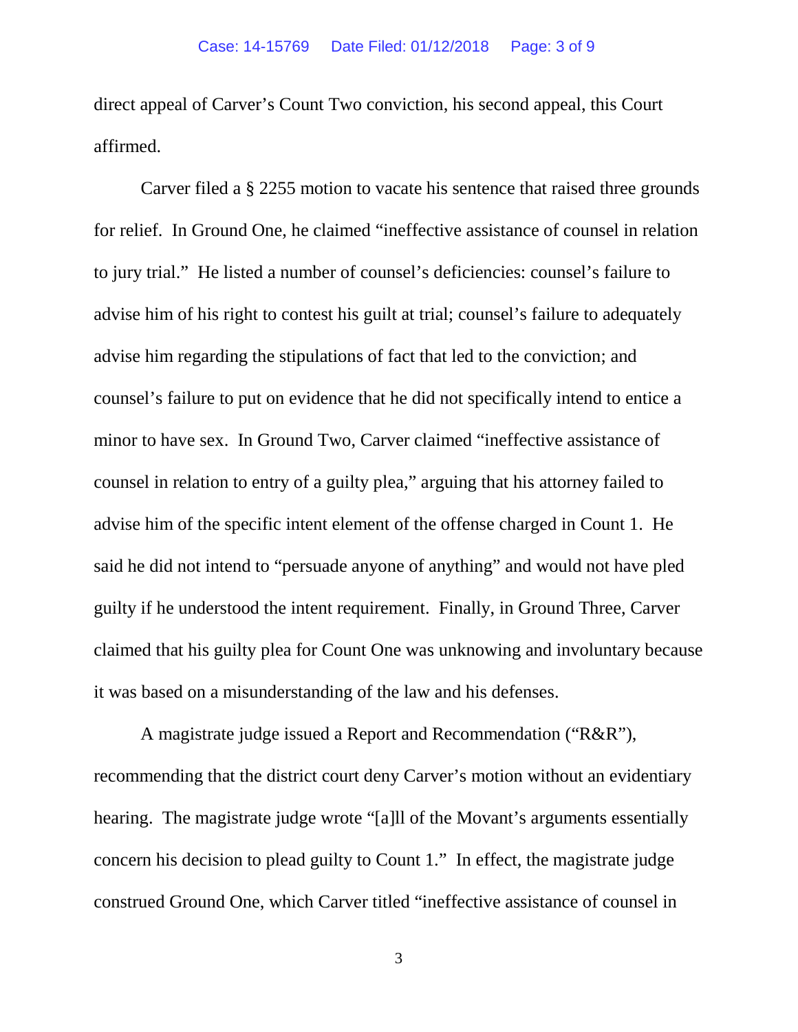direct appeal of Carver's Count Two conviction, his second appeal, this Court affirmed.

Carver filed a § 2255 motion to vacate his sentence that raised three grounds for relief. In Ground One, he claimed "ineffective assistance of counsel in relation to jury trial." He listed a number of counsel's deficiencies: counsel's failure to advise him of his right to contest his guilt at trial; counsel's failure to adequately advise him regarding the stipulations of fact that led to the conviction; and counsel's failure to put on evidence that he did not specifically intend to entice a minor to have sex. In Ground Two, Carver claimed "ineffective assistance of counsel in relation to entry of a guilty plea," arguing that his attorney failed to advise him of the specific intent element of the offense charged in Count 1. He said he did not intend to "persuade anyone of anything" and would not have pled guilty if he understood the intent requirement. Finally, in Ground Three, Carver claimed that his guilty plea for Count One was unknowing and involuntary because it was based on a misunderstanding of the law and his defenses.

A magistrate judge issued a Report and Recommendation ("R&R"), recommending that the district court deny Carver's motion without an evidentiary hearing. The magistrate judge wrote "[a]ll of the Movant's arguments essentially concern his decision to plead guilty to Count 1." In effect, the magistrate judge construed Ground One, which Carver titled "ineffective assistance of counsel in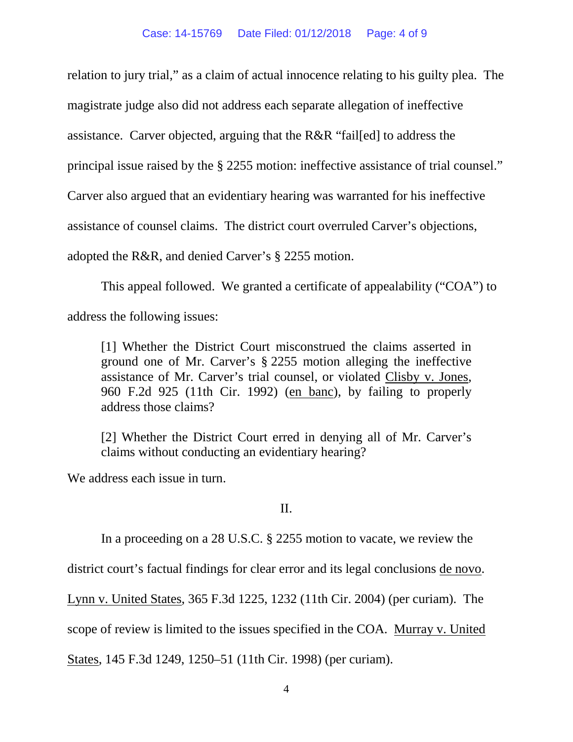relation to jury trial," as a claim of actual innocence relating to his guilty plea. The magistrate judge also did not address each separate allegation of ineffective assistance. Carver objected, arguing that the R&R "fail[ed] to address the principal issue raised by the § 2255 motion: ineffective assistance of trial counsel." Carver also argued that an evidentiary hearing was warranted for his ineffective assistance of counsel claims. The district court overruled Carver's objections, adopted the R&R, and denied Carver's § 2255 motion.

This appeal followed. We granted a certificate of appealability ("COA") to address the following issues:

> [1] Whether the District Court misconstrued the claims asserted in ground one of Mr. Carver's § 2255 motion alleging the ineffective assistance of Mr. Carver's trial counsel, or violated Clisby v. Jones, 960 F.2d 925 (11th Cir. 1992) (en banc), by failing to properly address those claims?
>
> [2] Whether the District Court erred in denying all of Mr. Carver's claims without conducting an evidentiary hearing?

We address each issue in turn.

## II.

In a proceeding on a 28 U.S.C. § 2255 motion to vacate, we review the district court's factual findings for clear error and its legal conclusions de novo. Lynn v. United States, 365 F.3d 1225, 1232 (11th Cir. 2004) (per curiam). The scope of review is limited to the issues specified in the COA. Murray v. United States, 145 F.3d 1249, 1250–51 (11th Cir. 1998) (per curiam).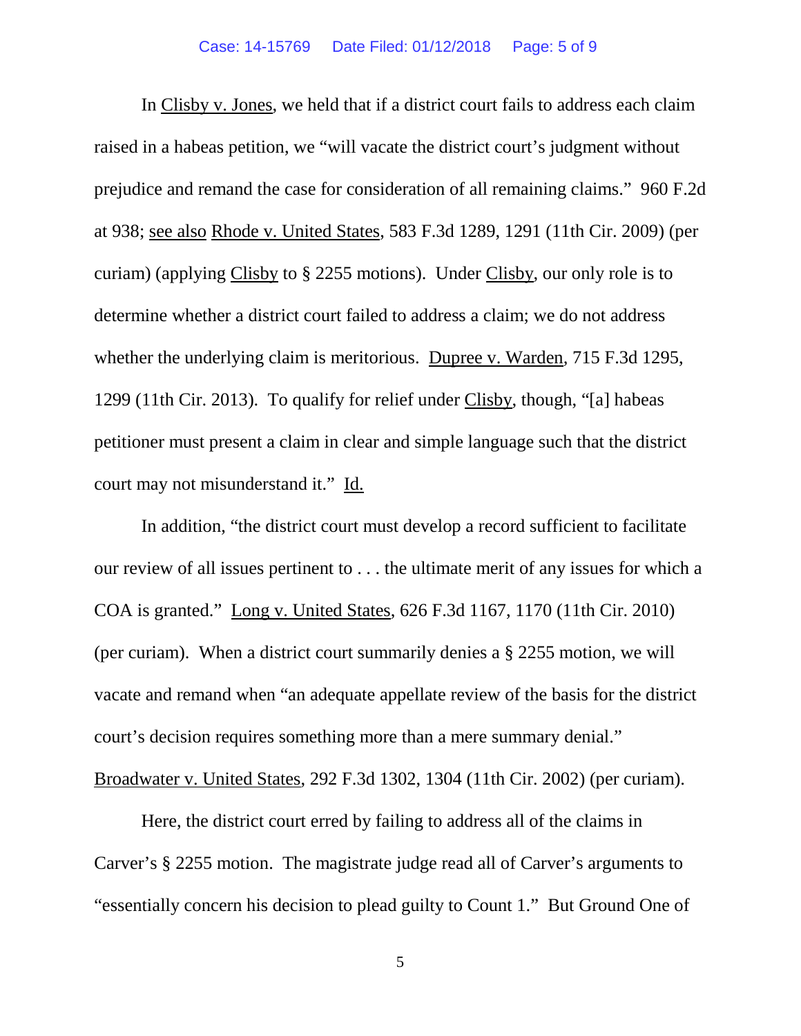In Clisby v. Jones, we held that if a district court fails to address each claim raised in a habeas petition, we "will vacate the district court's judgment without prejudice and remand the case for consideration of all remaining claims." 960 F.2d at 938; see also Rhode v. United States, 583 F.3d 1289, 1291 (11th Cir. 2009) (per curiam) (applying Clisby to § 2255 motions). Under Clisby, our only role is to determine whether a district court failed to address a claim; we do not address whether the underlying claim is meritorious. Dupree v. Warden, 715 F.3d 1295, 1299 (11th Cir. 2013). To qualify for relief under Clisby, though, "[a] habeas petitioner must present a claim in clear and simple language such that the district court may not misunderstand it." Id.

In addition, "the district court must develop a record sufficient to facilitate our review of all issues pertinent to . . . the ultimate merit of any issues for which a COA is granted." Long v. United States, 626 F.3d 1167, 1170 (11th Cir. 2010) (per curiam). When a district court summarily denies a § 2255 motion, we will vacate and remand when "an adequate appellate review of the basis for the district court's decision requires something more than a mere summary denial." Broadwater v. United States, 292 F.3d 1302, 1304 (11th Cir. 2002) (per curiam).

Here, the district court erred by failing to address all of the claims in Carver's § 2255 motion. The magistrate judge read all of Carver's arguments to "essentially concern his decision to plead guilty to Count 1." But Ground One of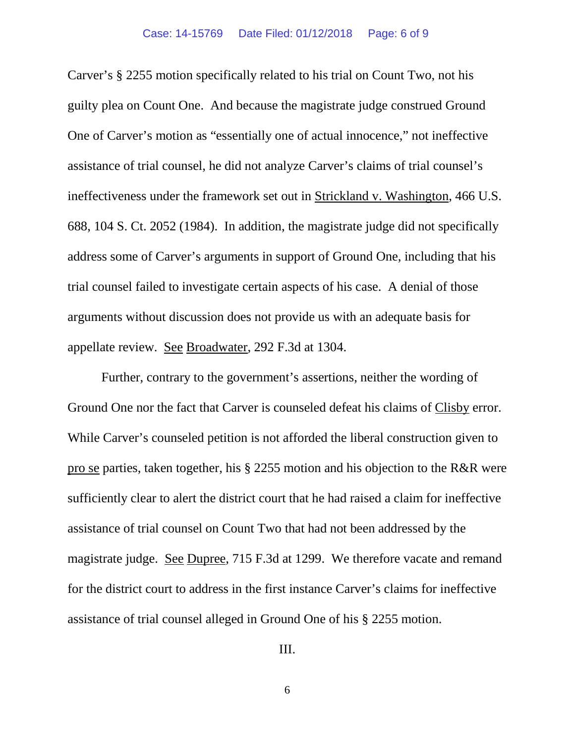Carver's § 2255 motion specifically related to his trial on Count Two, not his guilty plea on Count One. And because the magistrate judge construed Ground One of Carver's motion as "essentially one of actual innocence," not ineffective assistance of trial counsel, he did not analyze Carver's claims of trial counsel's ineffectiveness under the framework set out in Strickland v. Washington, 466 U.S. 688, 104 S. Ct. 2052 (1984). In addition, the magistrate judge did not specifically address some of Carver's arguments in support of Ground One, including that his trial counsel failed to investigate certain aspects of his case. A denial of those arguments without discussion does not provide us with an adequate basis for appellate review. See Broadwater, 292 F.3d at 1304.

Further, contrary to the government's assertions, neither the wording of Ground One nor the fact that Carver is counseled defeat his claims of Clisby error. While Carver's counseled petition is not afforded the liberal construction given to pro se parties, taken together, his § 2255 motion and his objection to the R&R were sufficiently clear to alert the district court that he had raised a claim for ineffective assistance of trial counsel on Count Two that had not been addressed by the magistrate judge. See Dupree, 715 F.3d at 1299. We therefore vacate and remand for the district court to address in the first instance Carver's claims for ineffective assistance of trial counsel alleged in Ground One of his § 2255 motion.

III.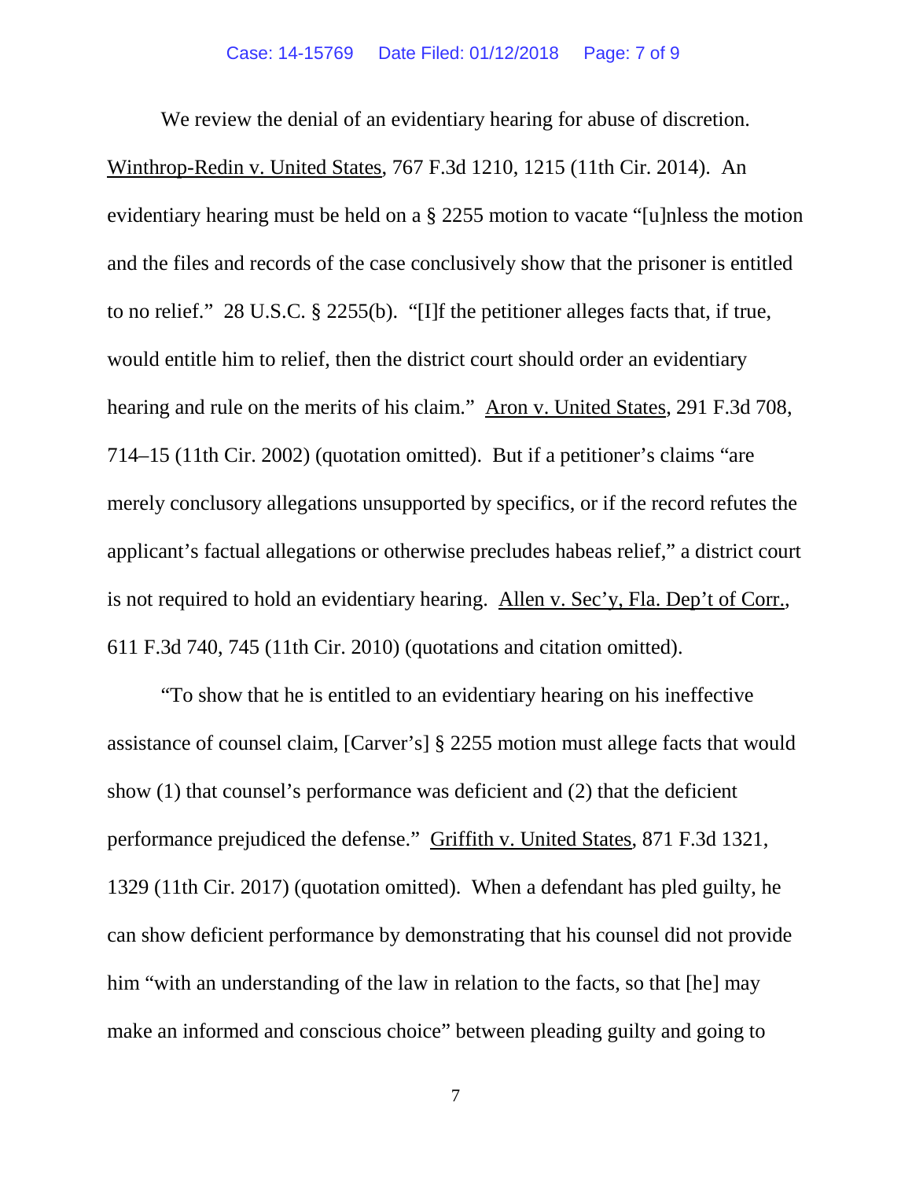We review the denial of an evidentiary hearing for abuse of discretion. Winthrop-Redin v. United States, 767 F.3d 1210, 1215 (11th Cir. 2014). An evidentiary hearing must be held on a § 2255 motion to vacate "[u]nless the motion and the files and records of the case conclusively show that the prisoner is entitled to no relief." 28 U.S.C. § 2255(b). "[I]f the petitioner alleges facts that, if true, would entitle him to relief, then the district court should order an evidentiary hearing and rule on the merits of his claim." Aron v. United States, 291 F.3d 708, 714–15 (11th Cir. 2002) (quotation omitted). But if a petitioner's claims "are merely conclusory allegations unsupported by specifics, or if the record refutes the applicant's factual allegations or otherwise precludes habeas relief," a district court is not required to hold an evidentiary hearing. Allen v. Sec'y, Fla. Dep't of Corr., 611 F.3d 740, 745 (11th Cir. 2010) (quotations and citation omitted).

"To show that he is entitled to an evidentiary hearing on his ineffective assistance of counsel claim, [Carver's] § 2255 motion must allege facts that would show (1) that counsel's performance was deficient and (2) that the deficient performance prejudiced the defense." Griffith v. United States, 871 F.3d 1321, 1329 (11th Cir. 2017) (quotation omitted). When a defendant has pled guilty, he can show deficient performance by demonstrating that his counsel did not provide him "with an understanding of the law in relation to the facts, so that [he] may make an informed and conscious choice" between pleading guilty and going to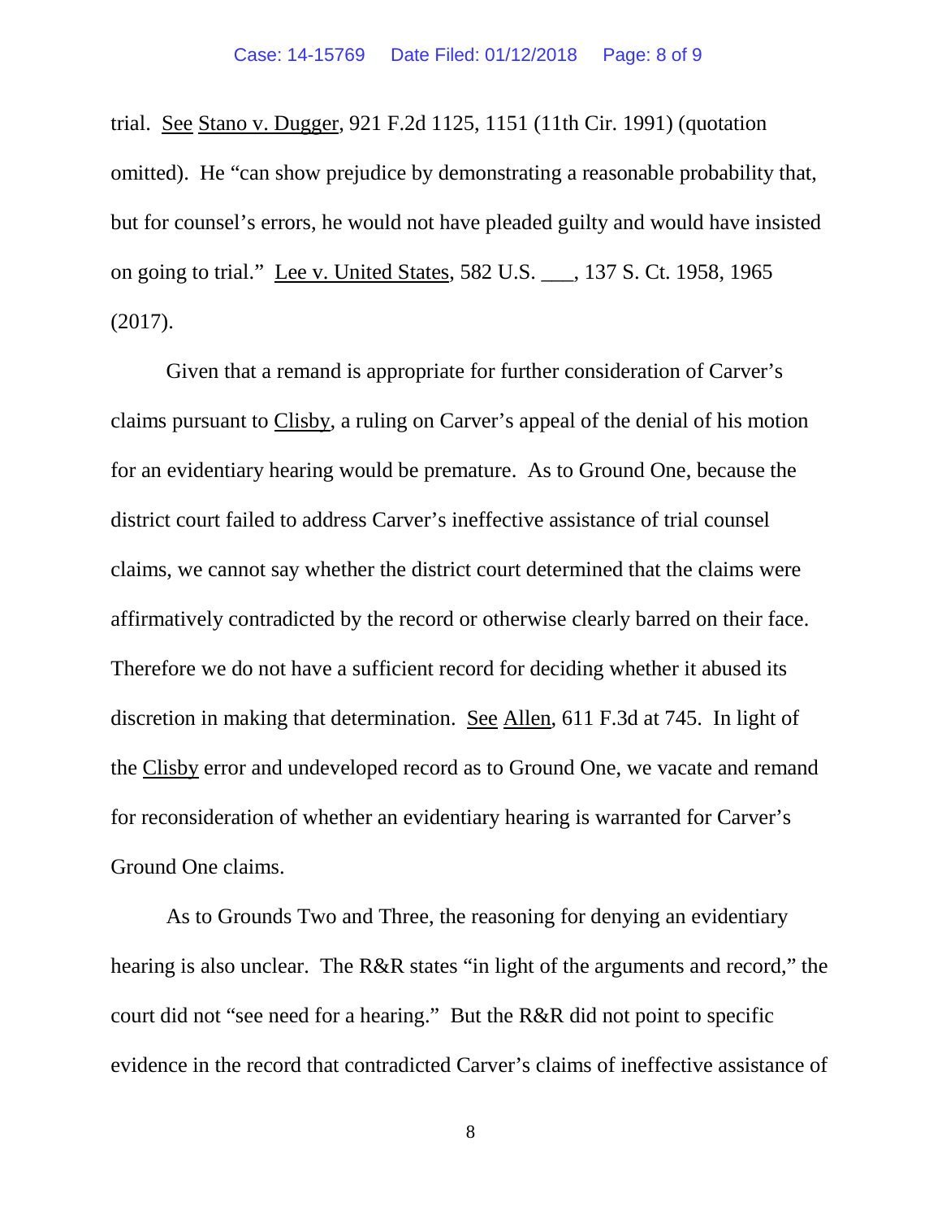trial. See Stano v. Dugger, 921 F.2d 1125, 1151 (11th Cir. 1991) (quotation omitted). He "can show prejudice by demonstrating a reasonable probability that, but for counsel's errors, he would not have pleaded guilty and would have insisted on going to trial." Lee v. United States, 582 U.S. ___, 137 S. Ct. 1958, 1965 (2017).

Given that a remand is appropriate for further consideration of Carver's claims pursuant to Clisby, a ruling on Carver's appeal of the denial of his motion for an evidentiary hearing would be premature. As to Ground One, because the district court failed to address Carver's ineffective assistance of trial counsel claims, we cannot say whether the district court determined that the claims were affirmatively contradicted by the record or otherwise clearly barred on their face. Therefore we do not have a sufficient record for deciding whether it abused its discretion in making that determination. See Allen, 611 F.3d at 745. In light of the Clisby error and undeveloped record as to Ground One, we vacate and remand for reconsideration of whether an evidentiary hearing is warranted for Carver's Ground One claims.

As to Grounds Two and Three, the reasoning for denying an evidentiary hearing is also unclear. The R&R states "in light of the arguments and record," the court did not "see need for a hearing." But the R&R did not point to specific evidence in the record that contradicted Carver's claims of ineffective assistance of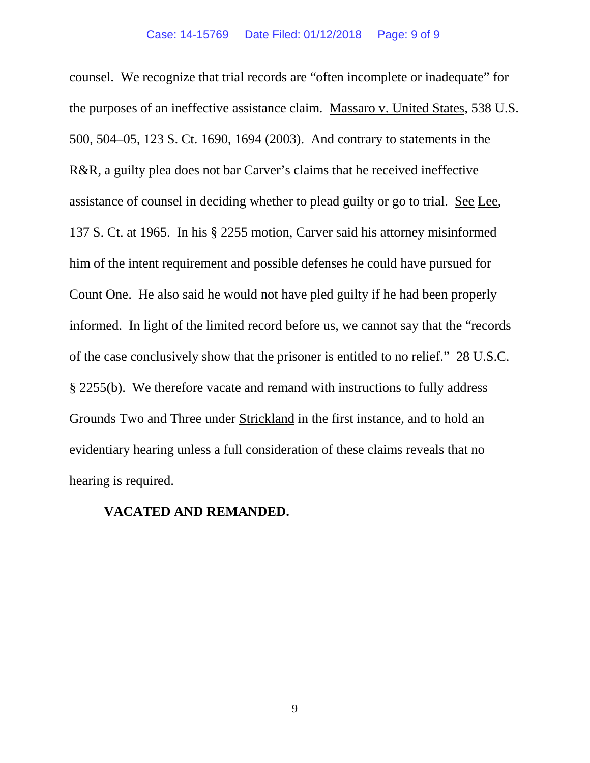counsel. We recognize that trial records are "often incomplete or inadequate" for the purposes of an ineffective assistance claim. Massaro v. United States, 538 U.S. 500, 504–05, 123 S. Ct. 1690, 1694 (2003). And contrary to statements in the R&R, a guilty plea does not bar Carver's claims that he received ineffective assistance of counsel in deciding whether to plead guilty or go to trial. See Lee, 137 S. Ct. at 1965. In his § 2255 motion, Carver said his attorney misinformed him of the intent requirement and possible defenses he could have pursued for Count One. He also said he would not have pled guilty if he had been properly informed. In light of the limited record before us, we cannot say that the "records of the case conclusively show that the prisoner is entitled to no relief." 28 U.S.C. § 2255(b). We therefore vacate and remand with instructions to fully address Grounds Two and Three under Strickland in the first instance, and to hold an evidentiary hearing unless a full consideration of these claims reveals that no hearing is required.

**VACATED AND REMANDED.**